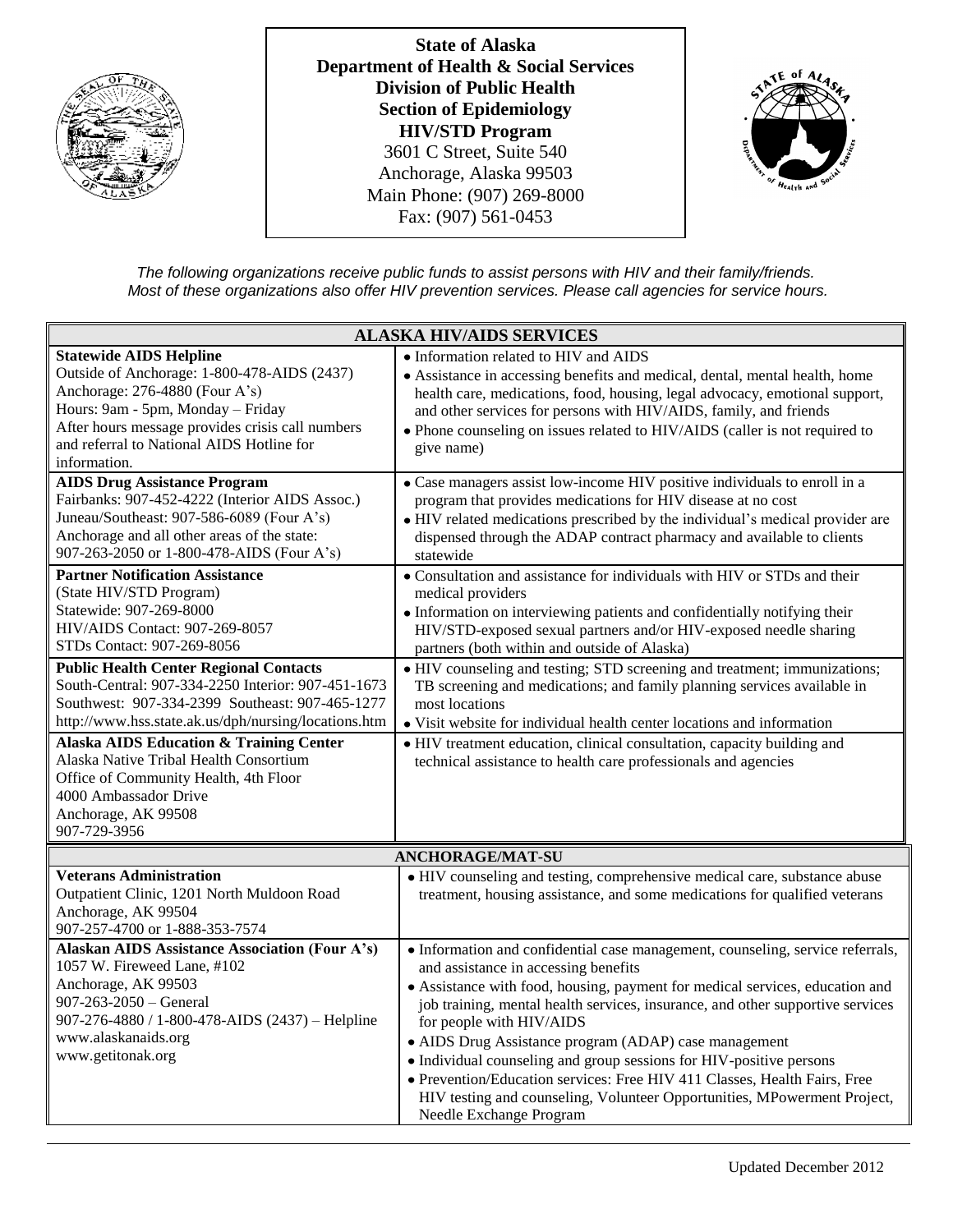**State of Alaska**
**Department of Health & Social Services**
**Division of Public Health**
**Section of Epidemiology**
**HIV/STD Program**
3601 C Street, Suite 540
Anchorage, Alaska 99503
Main Phone: (907) 269-8000
Fax: (907) 561-0453

*The following organizations receive public funds to assist persons with HIV and their family/friends. Most of these organizations also offer HIV prevention services. Please call agencies for service hours.*

| **ALASKA HIV/AIDS SERVICES** | |
|---|---|
| **Statewide AIDS Helpline**<br>Outside of Anchorage: 1-800-478-AIDS (2437)<br>Anchorage: 276-4880 (Four A's)<br>Hours: 9am - 5pm, Monday – Friday<br>After hours message provides crisis call numbers and referral to National AIDS Hotline for information. | • Information related to HIV and AIDS<br>• Assistance in accessing benefits and medical, dental, mental health, home health care, medications, food, housing, legal advocacy, emotional support, and other services for persons with HIV/AIDS, family, and friends<br>• Phone counseling on issues related to HIV/AIDS (caller is not required to give name) |
| **AIDS Drug Assistance Program**<br>Fairbanks: 907-452-4222 (Interior AIDS Assoc.)<br>Juneau/Southeast: 907-586-6089 (Four A's)<br>Anchorage and all other areas of the state:<br>907-263-2050 or 1-800-478-AIDS (Four A's) | • Case managers assist low-income HIV positive individuals to enroll in a program that provides medications for HIV disease at no cost<br>• HIV related medications prescribed by the individual's medical provider are dispensed through the ADAP contract pharmacy and available to clients statewide |
| **Partner Notification Assistance**<br>(State HIV/STD Program)<br>Statewide: 907-269-8000<br>HIV/AIDS Contact: 907-269-8057<br>STDs Contact: 907-269-8056 | • Consultation and assistance for individuals with HIV or STDs and their medical providers<br>• Information on interviewing patients and confidentially notifying their HIV/STD-exposed sexual partners and/or HIV-exposed needle sharing partners (both within and outside of Alaska) |
| **Public Health Center Regional Contacts**<br>South-Central: 907-334-2250 Interior: 907-451-1673<br>Southwest: 907-334-2399 Southeast: 907-465-1277<br>http://www.hss.state.ak.us/dph/nursing/locations.htm | • HIV counseling and testing; STD screening and treatment; immunizations; TB screening and medications; and family planning services available in most locations<br>• Visit website for individual health center locations and information |
| **Alaska AIDS Education & Training Center**<br>Alaska Native Tribal Health Consortium<br>Office of Community Health, 4th Floor<br>4000 Ambassador Drive<br>Anchorage, AK 99508<br>907-729-3956 | • HIV treatment education, clinical consultation, capacity building and technical assistance to health care professionals and agencies |
| **ANCHORAGE/MAT-SU** | |
| **Veterans Administration**<br>Outpatient Clinic, 1201 North Muldoon Road<br>Anchorage, AK 99504<br>907-257-4700 or 1-888-353-7574 | • HIV counseling and testing, comprehensive medical care, substance abuse treatment, housing assistance, and some medications for qualified veterans |
| **Alaskan AIDS Assistance Association (Four A's)**<br>1057 W. Fireweed Lane, #102<br>Anchorage, AK 99503<br>907-263-2050 – General<br>907-276-4880 / 1-800-478-AIDS (2437) – Helpline<br>www.alaskanaids.org<br>www.getitonak.org | • Information and confidential case management, counseling, service referrals, and assistance in accessing benefits<br>• Assistance with food, housing, payment for medical services, education and job training, mental health services, insurance, and other supportive services for people with HIV/AIDS<br>• AIDS Drug Assistance program (ADAP) case management<br>• Individual counseling and group sessions for HIV-positive persons<br>• Prevention/Education services: Free HIV 411 Classes, Health Fairs, Free HIV testing and counseling, Volunteer Opportunities, MPowerment Project, Needle Exchange Program |

Updated December 2012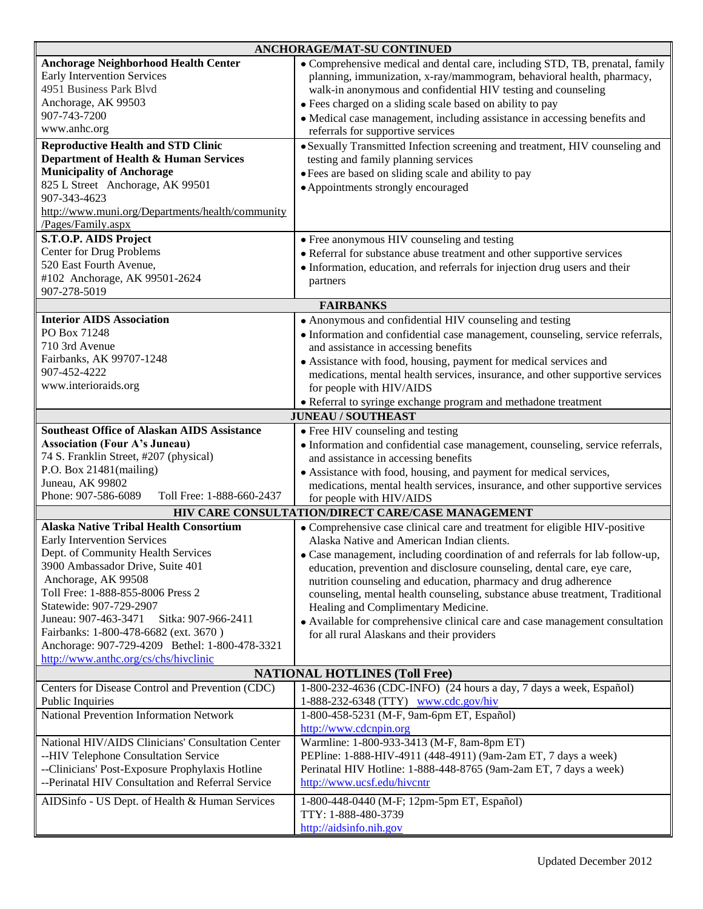| ANCHORAGE/MAT-SU CONTINUED | |
|---|---|
| **Anchorage Neighborhood Health Center**<br>Early Intervention Services<br>4951 Business Park Blvd<br>Anchorage, AK 99503<br>907-743-7200<br>www.anhc.org | • Comprehensive medical and dental care, including STD, TB, prenatal, family planning, immunization, x-ray/mammogram, behavioral health, pharmacy, walk-in anonymous and confidential HIV testing and counseling<br>• Fees charged on a sliding scale based on ability to pay<br>• Medical case management, including assistance in accessing benefits and referrals for supportive services |
| **Reproductive Health and STD Clinic**<br>**Department of Health & Human Services**<br>**Municipality of Anchorage**<br>825 L Street Anchorage, AK 99501<br>907-343-4623<br>http://www.muni.org/Departments/health/community/Pages/Family.aspx | • Sexually Transmitted Infection screening and treatment, HIV counseling and testing and family planning services<br>• Fees are based on sliding scale and ability to pay<br>• Appointments strongly encouraged |
| **S.T.O.P. AIDS Project**<br>Center for Drug Problems<br>520 East Fourth Avenue,<br>#102 Anchorage, AK 99501-2624<br>907-278-5019 | • Free anonymous HIV counseling and testing<br>• Referral for substance abuse treatment and other supportive services<br>• Information, education, and referrals for injection drug users and their partners |
| **FAIRBANKS** | |
| **Interior AIDS Association**<br>PO Box 71248<br>710 3rd Avenue<br>Fairbanks, AK 99707-1248<br>907-452-4222<br>www.interioraids.org | • Anonymous and confidential HIV counseling and testing<br>• Information and confidential case management, counseling, service referrals, and assistance in accessing benefits<br>• Assistance with food, housing, payment for medical services and medications, mental health services, insurance, and other supportive services for people with HIV/AIDS<br>• Referral to syringe exchange program and methadone treatment |
| **JUNEAU / SOUTHEAST** | |
| **Southeast Office of Alaskan AIDS Assistance Association (Four A's Juneau)**<br>74 S. Franklin Street, #207 (physical)<br>P.O. Box 21481(mailing)<br>Juneau, AK 99802<br>Phone: 907-586-6089 Toll Free: 1-888-660-2437 | • Free HIV counseling and testing<br>• Information and confidential case management, counseling, service referrals, and assistance in accessing benefits<br>• Assistance with food, housing, and payment for medical services, medications, mental health services, insurance, and other supportive services for people with HIV/AIDS |
| **HIV CARE CONSULTATION/DIRECT CARE/CASE MANAGEMENT** | |
| **Alaska Native Tribal Health Consortium**<br>Early Intervention Services<br>Dept. of Community Health Services<br>3900 Ambassador Drive, Suite 401<br>Anchorage, AK 99508<br>Toll Free: 1-888-855-8006 Press 2<br>Statewide: 907-729-2907<br>Juneau: 907-463-3471 Sitka: 907-966-2411<br>Fairbanks: 1-800-478-6682 (ext. 3670 )<br>Anchorage: 907-729-4209 Bethel: 1-800-478-3321<br>http://www.anthc.org/cs/chs/hivclinic | • Comprehensive case clinical care and treatment for eligible HIV-positive Alaska Native and American Indian clients.<br>• Case management, including coordination of and referrals for lab follow-up, education, prevention and disclosure counseling, dental care, eye care, nutrition counseling and education, pharmacy and drug adherence counseling, mental health counseling, substance abuse treatment, Traditional Healing and Complimentary Medicine.<br>• Available for comprehensive clinical care and case management consultation for all rural Alaskans and their providers |
| **NATIONAL HOTLINES (Toll Free)** | |
| Centers for Disease Control and Prevention (CDC) Public Inquiries | 1-800-232-4636 (CDC-INFO) (24 hours a day, 7 days a week, Español)<br>1-888-232-6348 (TTY) www.cdc.gov/hiv |
| National Prevention Information Network | 1-800-458-5231 (M-F, 9am-6pm ET, Español)<br>http://www.cdcnpin.org |
| National HIV/AIDS Clinicians' Consultation Center<br>--HIV Telephone Consultation Service<br>--Clinicians' Post-Exposure Prophylaxis Hotline<br>--Perinatal HIV Consultation and Referral Service | Warmline: 1-800-933-3413 (M-F, 8am-8pm ET)<br>PEPline: 1-888-HIV-4911 (448-4911) (9am-2am ET, 7 days a week)<br>Perinatal HIV Hotline: 1-888-448-8765 (9am-2am ET, 7 days a week)<br>http://www.ucsf.edu/hivcntr |
| AIDSinfo - US Dept. of Health & Human Services | 1-800-448-0440 (M-F; 12pm-5pm ET, Español)<br>TTY: 1-888-480-3739<br>http://aidsinfo.nih.gov |

Updated December 2012